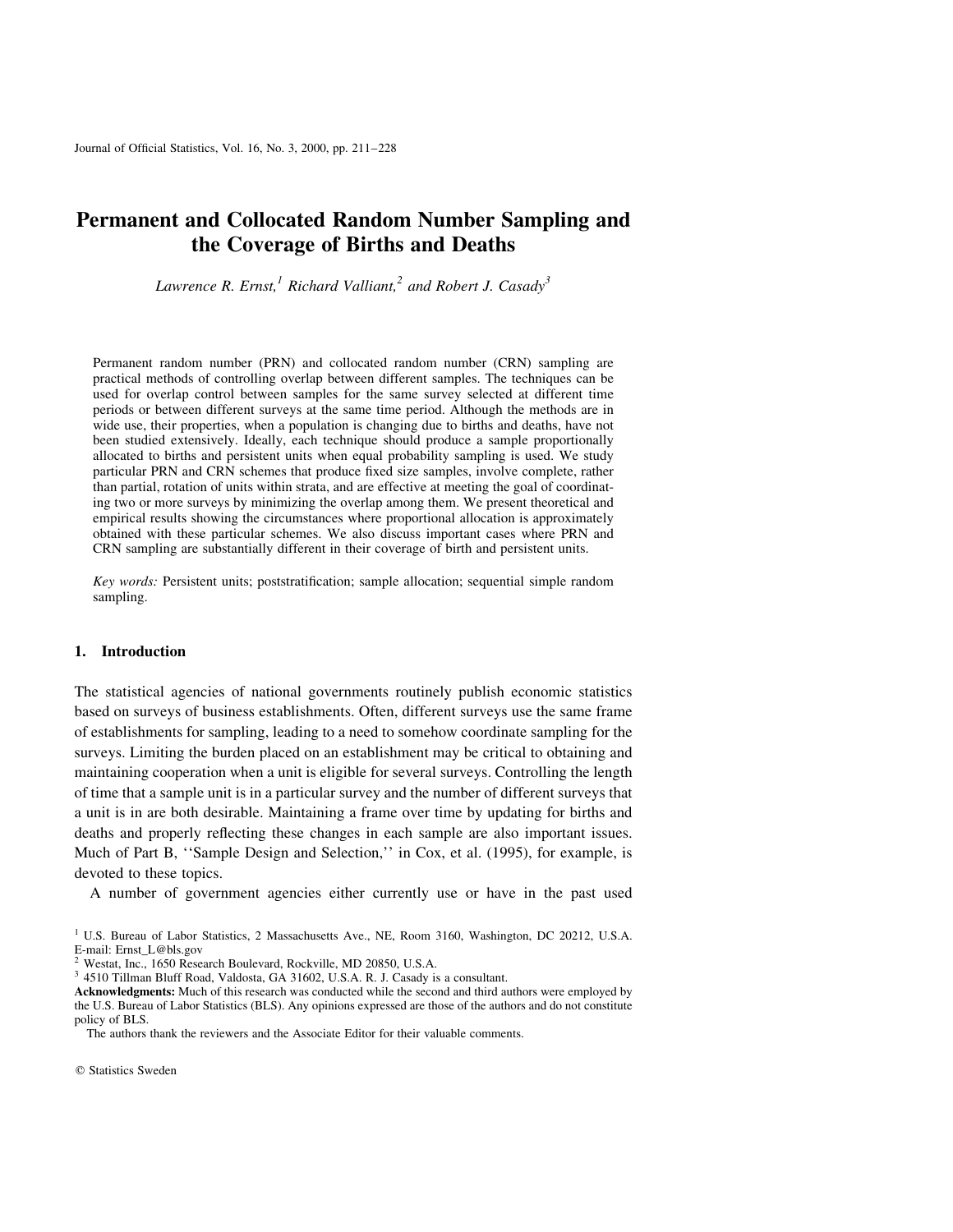# Permanent and Collocated Random Number Sampling and the Coverage of Births and Deaths

*Lawrence R. Ernst,[1] Richard Valliant,[2] and Robert J. Casady[3]*

Permanent random number (PRN) and collocated random number (CRN) sampling are practical methods of controlling overlap between different samples. The techniques can be used for overlap control between samples for the same survey selected at different time periods or between different surveys at the same time period. Although the methods are in wide use, their properties, when a population is changing due to births and deaths, have not been studied extensively. Ideally, each technique should produce a sample proportionally allocated to births and persistent units when equal probability sampling is used. We study particular PRN and CRN schemes that produce fixed size samples, involve complete, rather than partial, rotation of units within strata, and are effective at meeting the goal of coordinating two or more surveys by minimizing the overlap among them. We present theoretical and empirical results showing the circumstances where proportional allocation is approximately obtained with these particular schemes. We also discuss important cases where PRN and CRN sampling are substantially different in their coverage of birth and persistent units.

*Key words:* Persistent units; poststratification; sample allocation; sequential simple random sampling.

## 1. Introduction

The statistical agencies of national governments routinely publish economic statistics based on surveys of business establishments. Often, different surveys use the same frame of establishments for sampling, leading to a need to somehow coordinate sampling for the surveys. Limiting the burden placed on an establishment may be critical to obtaining and maintaining cooperation when a unit is eligible for several surveys. Controlling the length of time that a sample unit is in a particular survey and the number of different surveys that a unit is in are both desirable. Maintaining a frame over time by updating for births and deaths and properly reflecting these changes in each sample are also important issues. Much of Part B, ''Sample Design and Selection,'' in Cox, et al. (1995), for example, is devoted to these topics.

A number of government agencies either currently use or have in the past used

---

[1] U.S. Bureau of Labor Statistics, 2 Massachusetts Ave., NE, Room 3160, Washington, DC 20212, U.S.A. E-mail: Ernst_L@bls.gov

[2] Westat, Inc., 1650 Research Boulevard, Rockville, MD 20850, U.S.A.

[3] 4510 Tillman Bluff Road, Valdosta, GA 31602, U.S.A. R. J. Casady is a consultant.

**Acknowledgments:** Much of this research was conducted while the second and third authors were employed by the U.S. Bureau of Labor Statistics (BLS). Any opinions expressed are those of the authors and do not constitute policy of BLS.

The authors thank the reviewers and the Associate Editor for their valuable comments.

© Statistics Sweden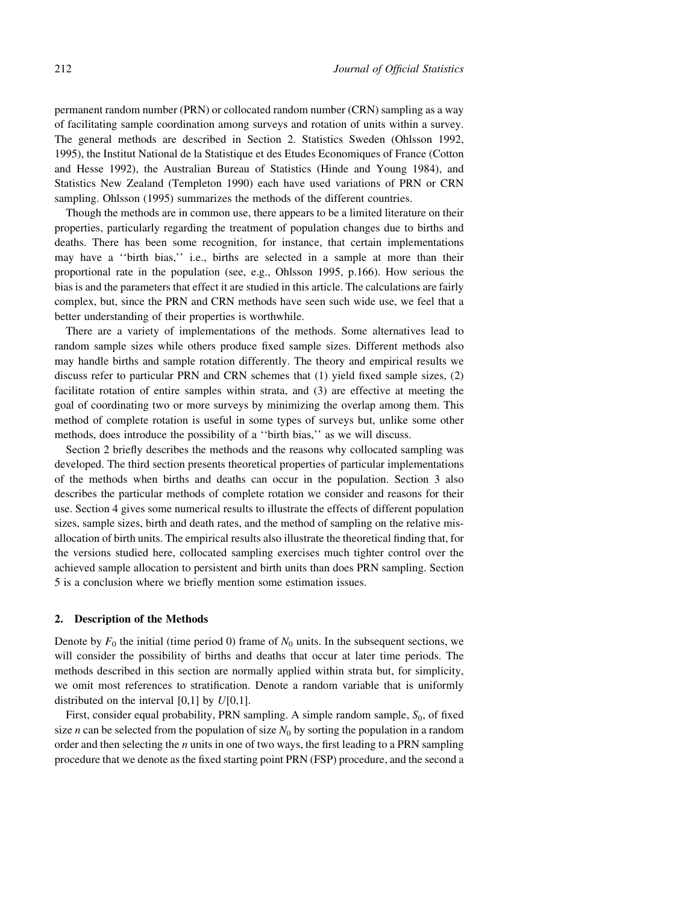permanent random number (PRN) or collocated random number (CRN) sampling as a way of facilitating sample coordination among surveys and rotation of units within a survey. The general methods are described in Section 2. Statistics Sweden (Ohlsson 1992, 1995), the Institut National de la Statistique et des Etudes Economiques of France (Cotton and Hesse 1992), the Australian Bureau of Statistics (Hinde and Young 1984), and Statistics New Zealand (Templeton 1990) each have used variations of PRN or CRN sampling. Ohlsson (1995) summarizes the methods of the different countries.

Though the methods are in common use, there appears to be a limited literature on their properties, particularly regarding the treatment of population changes due to births and deaths. There has been some recognition, for instance, that certain implementations may have a ''birth bias,'' i.e., births are selected in a sample at more than their proportional rate in the population (see, e.g., Ohlsson 1995, p.166). How serious the bias is and the parameters that effect it are studied in this article. The calculations are fairly complex, but, since the PRN and CRN methods have seen such wide use, we feel that a better understanding of their properties is worthwhile.

There are a variety of implementations of the methods. Some alternatives lead to random sample sizes while others produce fixed sample sizes. Different methods also may handle births and sample rotation differently. The theory and empirical results we discuss refer to particular PRN and CRN schemes that (1) yield fixed sample sizes, (2) facilitate rotation of entire samples within strata, and (3) are effective at meeting the goal of coordinating two or more surveys by minimizing the overlap among them. This method of complete rotation is useful in some types of surveys but, unlike some other methods, does introduce the possibility of a ''birth bias,'' as we will discuss.

Section 2 briefly describes the methods and the reasons why collocated sampling was developed. The third section presents theoretical properties of particular implementations of the methods when births and deaths can occur in the population. Section 3 also describes the particular methods of complete rotation we consider and reasons for their use. Section 4 gives some numerical results to illustrate the effects of different population sizes, sample sizes, birth and death rates, and the method of sampling on the relative misallocation of birth units. The empirical results also illustrate the theoretical finding that, for the versions studied here, collocated sampling exercises much tighter control over the achieved sample allocation to persistent and birth units than does PRN sampling. Section 5 is a conclusion where we briefly mention some estimation issues.

## 2. Description of the Methods

Denote by $F_0$ the initial (time period 0) frame of $N_0$ units. In the subsequent sections, we will consider the possibility of births and deaths that occur at later time periods. The methods described in this section are normally applied within strata but, for simplicity, we omit most references to stratification. Denote a random variable that is uniformly distributed on the interval [0,1] by $U[0,1]$.

First, consider equal probability, PRN sampling. A simple random sample, $S_0$, of fixed size $n$ can be selected from the population of size $N_0$ by sorting the population in a random order and then selecting the $n$ units in one of two ways, the first leading to a PRN sampling procedure that we denote as the fixed starting point PRN (FSP) procedure, and the second a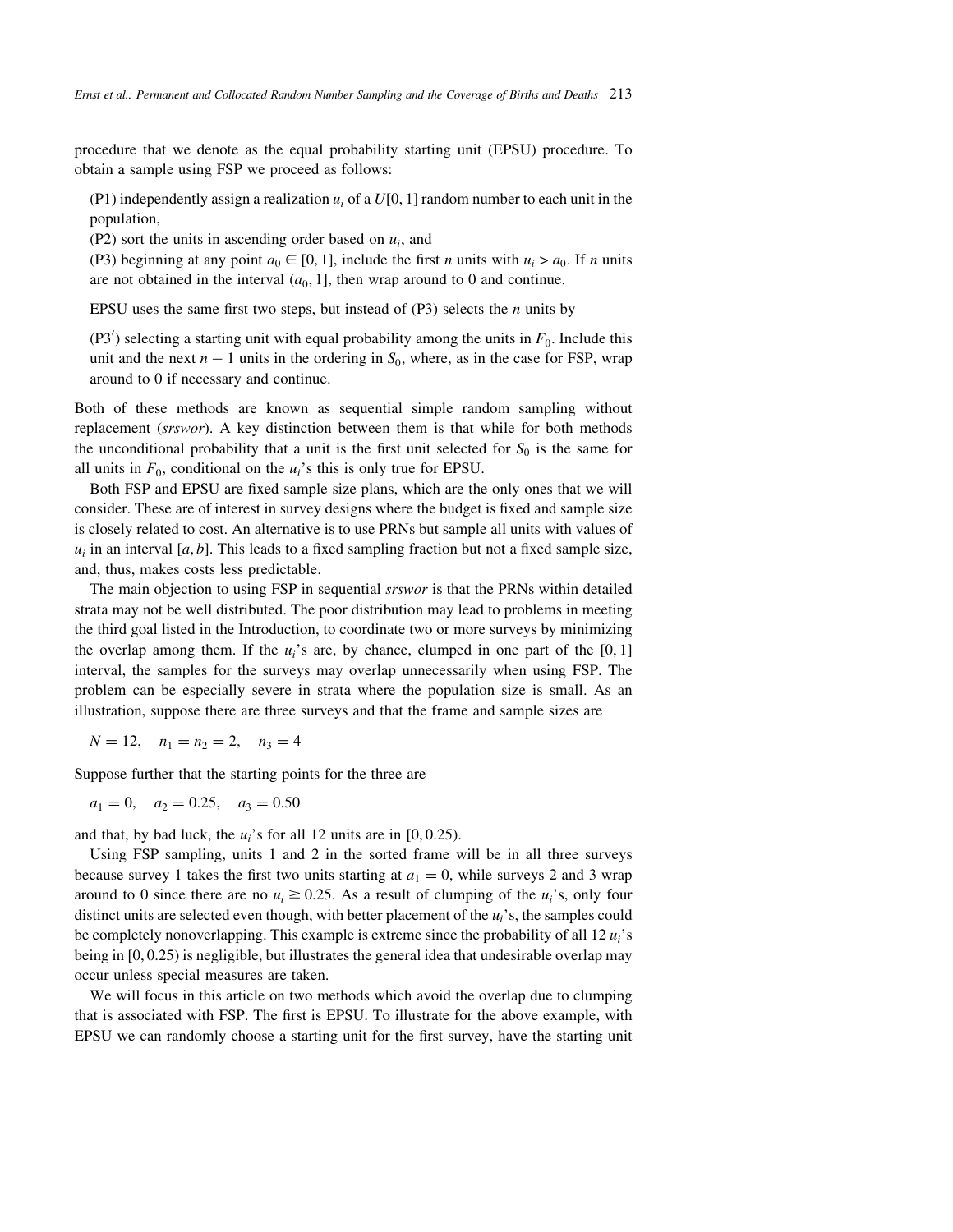procedure that we denote as the equal probability starting unit (EPSU) procedure. To obtain a sample using FSP we proceed as follows:

(P1) independently assign a realization $u_i$ of a $U[0, 1]$ random number to each unit in the population,

(P2) sort the units in ascending order based on $u_i$, and

(P3) beginning at any point $a_0 \in [0, 1]$, include the first $n$ units with $u_i > a_0$. If $n$ units are not obtained in the interval $(a_0, 1]$, then wrap around to 0 and continue.

EPSU uses the same first two steps, but instead of (P3) selects the $n$ units by

(P3′) selecting a starting unit with equal probability among the units in $F_0$. Include this unit and the next $n - 1$ units in the ordering in $S_0$, where, as in the case for FSP, wrap around to 0 if necessary and continue.

Both of these methods are known as sequential simple random sampling without replacement (*srswor*). A key distinction between them is that while for both methods the unconditional probability that a unit is the first unit selected for $S_0$ is the same for all units in $F_0$, conditional on the $u_i$'s this is only true for EPSU.

Both FSP and EPSU are fixed sample size plans, which are the only ones that we will consider. These are of interest in survey designs where the budget is fixed and sample size is closely related to cost. An alternative is to use PRNs but sample all units with values of $u_i$ in an interval $[a, b]$. This leads to a fixed sampling fraction but not a fixed sample size, and, thus, makes costs less predictable.

The main objection to using FSP in sequential *srswor* is that the PRNs within detailed strata may not be well distributed. The poor distribution may lead to problems in meeting the third goal listed in the Introduction, to coordinate two or more surveys by minimizing the overlap among them. If the $u_i$'s are, by chance, clumped in one part of the $[0, 1]$ interval, the samples for the surveys may overlap unnecessarily when using FSP. The problem can be especially severe in strata where the population size is small. As an illustration, suppose there are three surveys and that the frame and sample sizes are

$$N = 12, \quad n_1 = n_2 = 2, \quad n_3 = 4$$

Suppose further that the starting points for the three are

$$a_1 = 0, \quad a_2 = 0.25, \quad a_3 = 0.50$$

and that, by bad luck, the $u_i$'s for all 12 units are in $[0, 0.25)$.

Using FSP sampling, units 1 and 2 in the sorted frame will be in all three surveys because survey 1 takes the first two units starting at $a_1 = 0$, while surveys 2 and 3 wrap around to 0 since there are no $u_i \geq 0.25$. As a result of clumping of the $u_i$'s, only four distinct units are selected even though, with better placement of the $u_i$'s, the samples could be completely nonoverlapping. This example is extreme since the probability of all 12 $u_i$'s being in $[0, 0.25)$ is negligible, but illustrates the general idea that undesirable overlap may occur unless special measures are taken.

We will focus in this article on two methods which avoid the overlap due to clumping that is associated with FSP. The first is EPSU. To illustrate for the above example, with EPSU we can randomly choose a starting unit for the first survey, have the starting unit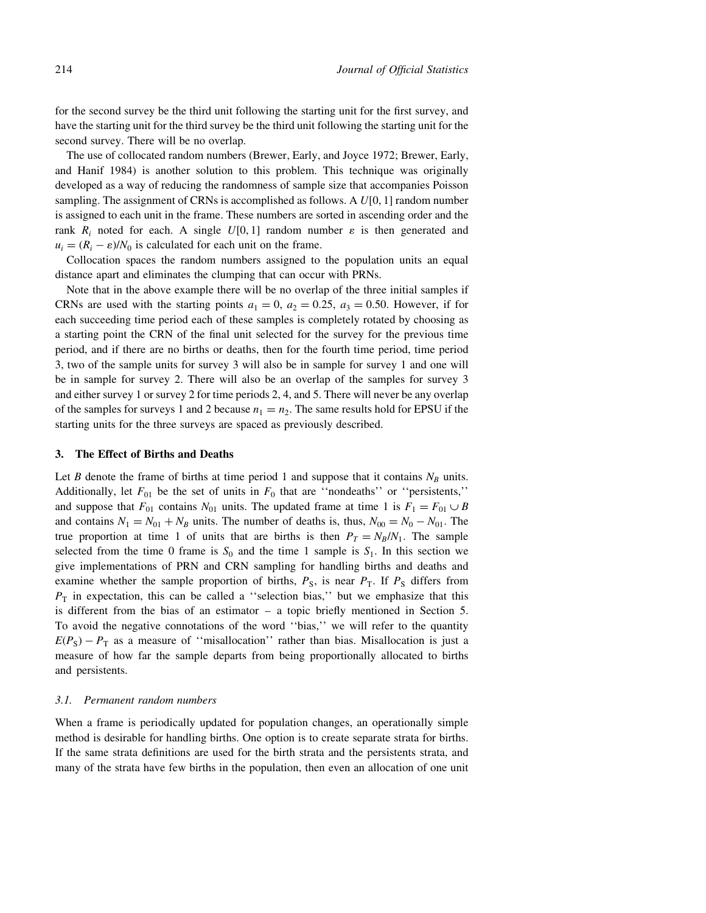for the second survey be the third unit following the starting unit for the first survey, and have the starting unit for the third survey be the third unit following the starting unit for the second survey. There will be no overlap.

The use of collocated random numbers (Brewer, Early, and Joyce 1972; Brewer, Early, and Hanif 1984) is another solution to this problem. This technique was originally developed as a way of reducing the randomness of sample size that accompanies Poisson sampling. The assignment of CRNs is accomplished as follows. A $U[0, 1]$ random number is assigned to each unit in the frame. These numbers are sorted in ascending order and the rank $R_i$ noted for each. A single $U[0, 1]$ random number $\varepsilon$ is then generated and $u_i = (R_i - \varepsilon)/N_0$ is calculated for each unit on the frame.

Collocation spaces the random numbers assigned to the population units an equal distance apart and eliminates the clumping that can occur with PRNs.

Note that in the above example there will be no overlap of the three initial samples if CRNs are used with the starting points $a_1 = 0$, $a_2 = 0.25$, $a_3 = 0.50$. However, if for each succeeding time period each of these samples is completely rotated by choosing as a starting point the CRN of the final unit selected for the survey for the previous time period, and if there are no births or deaths, then for the fourth time period, time period 3, two of the sample units for survey 3 will also be in sample for survey 1 and one will be in sample for survey 2. There will also be an overlap of the samples for survey 3 and either survey 1 or survey 2 for time periods 2, 4, and 5. There will never be any overlap of the samples for surveys 1 and 2 because $n_1 = n_2$. The same results hold for EPSU if the starting units for the three surveys are spaced as previously described.

## 3. The Effect of Births and Deaths

Let $B$ denote the frame of births at time period 1 and suppose that it contains $N_B$ units. Additionally, let $F_{01}$ be the set of units in $F_0$ that are ''nondeaths'' or ''persistents,'' and suppose that $F_{01}$ contains $N_{01}$ units. The updated frame at time 1 is $F_1 = F_{01} \cup B$ and contains $N_1 = N_{01} + N_B$ units. The number of deaths is, thus, $N_{00} = N_0 - N_{01}$. The true proportion at time 1 of units that are births is then $P_T = N_B/N_1$. The sample selected from the time 0 frame is $S_0$ and the time 1 sample is $S_1$. In this section we give implementations of PRN and CRN sampling for handling births and deaths and examine whether the sample proportion of births, $P_S$, is near $P_T$. If $P_S$ differs from $P_T$ in expectation, this can be called a ''selection bias,'' but we emphasize that this is different from the bias of an estimator – a topic briefly mentioned in Section 5. To avoid the negative connotations of the word ''bias,'' we will refer to the quantity $E(P_S) - P_T$ as a measure of ''misallocation'' rather than bias. Misallocation is just a measure of how far the sample departs from being proportionally allocated to births and persistents.

### 3.1. Permanent random numbers

When a frame is periodically updated for population changes, an operationally simple method is desirable for handling births. One option is to create separate strata for births. If the same strata definitions are used for the birth strata and the persistents strata, and many of the strata have few births in the population, then even an allocation of one unit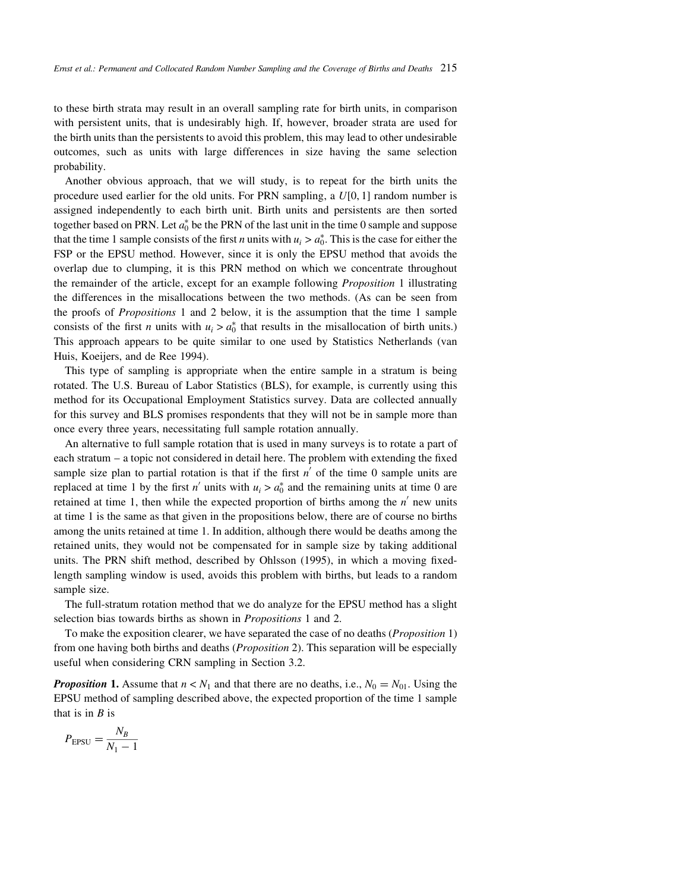to these birth strata may result in an overall sampling rate for birth units, in comparison with persistent units, that is undesirably high. If, however, broader strata are used for the birth units than the persistents to avoid this problem, this may lead to other undesirable outcomes, such as units with large differences in size having the same selection probability.

Another obvious approach, that we will study, is to repeat for the birth units the procedure used earlier for the old units. For PRN sampling, a $U[0, 1]$ random number is assigned independently to each birth unit. Birth units and persistents are then sorted together based on PRN. Let $a_0^*$ be the PRN of the last unit in the time 0 sample and suppose that the time 1 sample consists of the first $n$ units with $u_i > a_0^*$. This is the case for either the FSP or the EPSU method. However, since it is only the EPSU method that avoids the overlap due to clumping, it is this PRN method on which we concentrate throughout the remainder of the article, except for an example following *Proposition* 1 illustrating the differences in the misallocations between the two methods. (As can be seen from the proofs of *Propositions* 1 and 2 below, it is the assumption that the time 1 sample consists of the first $n$ units with $u_i > a_0^*$ that results in the misallocation of birth units.) This approach appears to be quite similar to one used by Statistics Netherlands (van Huis, Koeijers, and de Ree 1994).

This type of sampling is appropriate when the entire sample in a stratum is being rotated. The U.S. Bureau of Labor Statistics (BLS), for example, is currently using this method for its Occupational Employment Statistics survey. Data are collected annually for this survey and BLS promises respondents that they will not be in sample more than once every three years, necessitating full sample rotation annually.

An alternative to full sample rotation that is used in many surveys is to rotate a part of each stratum – a topic not considered in detail here. The problem with extending the fixed sample size plan to partial rotation is that if the first $n'$ of the time 0 sample units are replaced at time 1 by the first $n'$ units with $u_i > a_0^*$ and the remaining units at time 0 are retained at time 1, then while the expected proportion of births among the $n'$ new units at time 1 is the same as that given in the propositions below, there are of course no births among the units retained at time 1. In addition, although there would be deaths among the retained units, they would not be compensated for in sample size by taking additional units. The PRN shift method, described by Ohlsson (1995), in which a moving fixed-length sampling window is used, avoids this problem with births, but leads to a random sample size.

The full-stratum rotation method that we do analyze for the EPSU method has a slight selection bias towards births as shown in *Propositions* 1 and 2.

To make the exposition clearer, we have separated the case of no deaths (*Proposition* 1) from one having both births and deaths (*Proposition* 2). This separation will be especially useful when considering CRN sampling in Section 3.2.

***Proposition* 1.** Assume that $n < N_1$ and that there are no deaths, i.e., $N_0 = N_{01}$. Using the EPSU method of sampling described above, the expected proportion of the time 1 sample that is in $B$ is

$$P_{\text{EPSU}} = \frac{N_B}{N_1 - 1}$$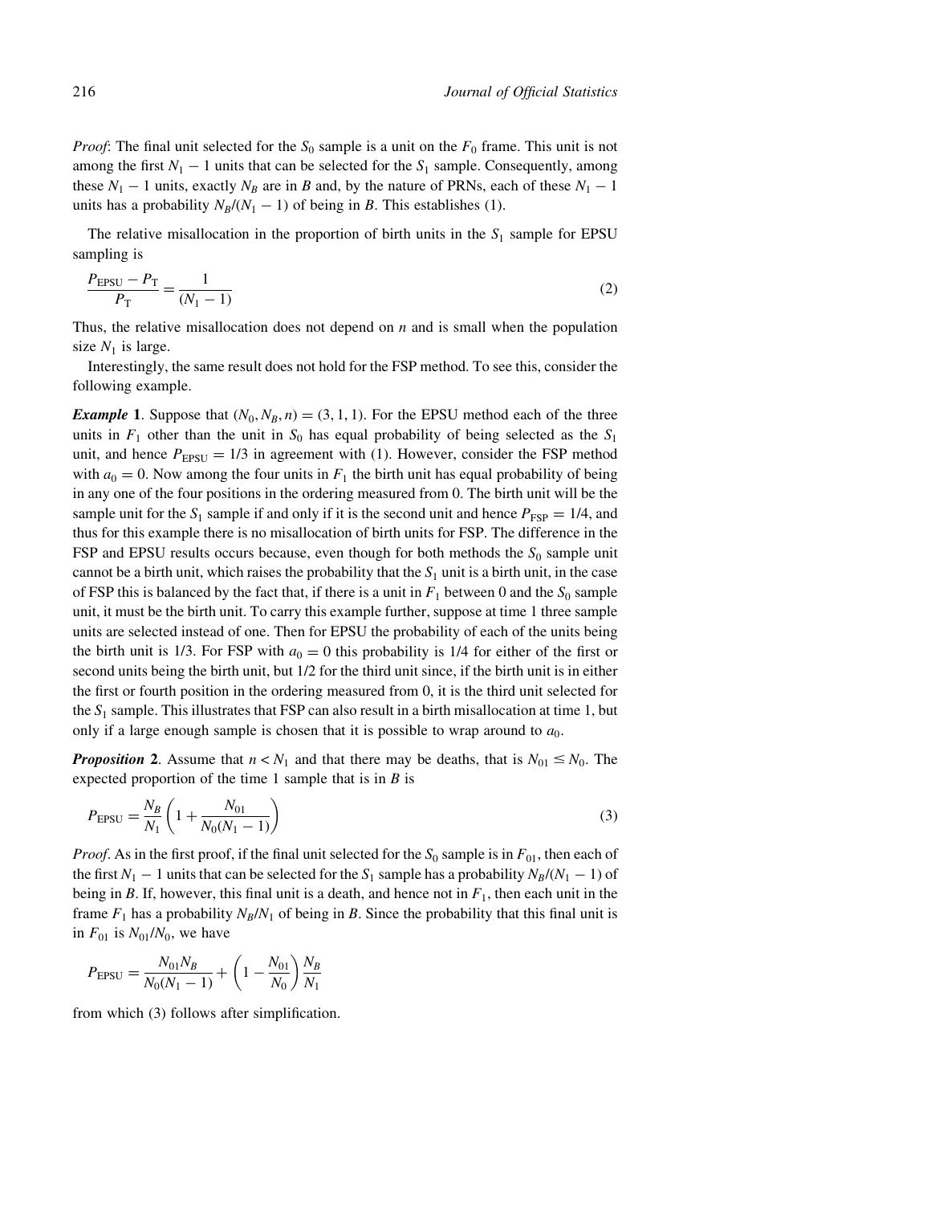*Proof*: The final unit selected for the $S_0$ sample is a unit on the $F_0$ frame. This unit is not among the first $N_1 - 1$ units that can be selected for the $S_1$ sample. Consequently, among these $N_1 - 1$ units, exactly $N_B$ are in $B$ and, by the nature of PRNs, each of these $N_1 - 1$ units has a probability $N_B/(N_1 - 1)$ of being in $B$. This establishes (1).

The relative misallocation in the proportion of birth units in the $S_1$ sample for EPSU sampling is

$$\frac{P_{\mathrm{EPSU}} - P_{\mathrm{T}}}{P_{\mathrm{T}}} = \frac{1}{(N_1 - 1)} \tag{2}$$

Thus, the relative misallocation does not depend on $n$ and is small when the population size $N_1$ is large.

Interestingly, the same result does not hold for the FSP method. To see this, consider the following example.

***Example* 1**. Suppose that $(N_0, N_B, n) = (3, 1, 1)$. For the EPSU method each of the three units in $F_1$ other than the unit in $S_0$ has equal probability of being selected as the $S_1$ unit, and hence $P_{\mathrm{EPSU}} = 1/3$ in agreement with (1). However, consider the FSP method with $a_0 = 0$. Now among the four units in $F_1$ the birth unit has equal probability of being in any one of the four positions in the ordering measured from 0. The birth unit will be the sample unit for the $S_1$ sample if and only if it is the second unit and hence $P_{\mathrm{FSP}} = 1/4$, and thus for this example there is no misallocation of birth units for FSP. The difference in the FSP and EPSU results occurs because, even though for both methods the $S_0$ sample unit cannot be a birth unit, which raises the probability that the $S_1$ unit is a birth unit, in the case of FSP this is balanced by the fact that, if there is a unit in $F_1$ between 0 and the $S_0$ sample unit, it must be the birth unit. To carry this example further, suppose at time 1 three sample units are selected instead of one. Then for EPSU the probability of each of the units being the birth unit is 1/3. For FSP with $a_0 = 0$ this probability is 1/4 for either of the first or second units being the birth unit, but 1/2 for the third unit since, if the birth unit is in either the first or fourth position in the ordering measured from 0, it is the third unit selected for the $S_1$ sample. This illustrates that FSP can also result in a birth misallocation at time 1, but only if a large enough sample is chosen that it is possible to wrap around to $a_0$.

***Proposition* 2**. Assume that $n < N_1$ and that there may be deaths, that is $N_{01} \leq N_0$. The expected proportion of the time 1 sample that is in $B$ is

$$P_{\mathrm{EPSU}} = \frac{N_B}{N_1}\left(1 + \frac{N_{01}}{N_0(N_1 - 1)}\right) \tag{3}$$

*Proof*. As in the first proof, if the final unit selected for the $S_0$ sample is in $F_{01}$, then each of the first $N_1 - 1$ units that can be selected for the $S_1$ sample has a probability $N_B/(N_1 - 1)$ of being in $B$. If, however, this final unit is a death, and hence not in $F_1$, then each unit in the frame $F_1$ has a probability $N_B/N_1$ of being in $B$. Since the probability that this final unit is in $F_{01}$ is $N_{01}/N_0$, we have

$$P_{\mathrm{EPSU}} = \frac{N_{01}N_B}{N_0(N_1 - 1)} + \left(1 - \frac{N_{01}}{N_0}\right)\frac{N_B}{N_1}$$

from which (3) follows after simplification.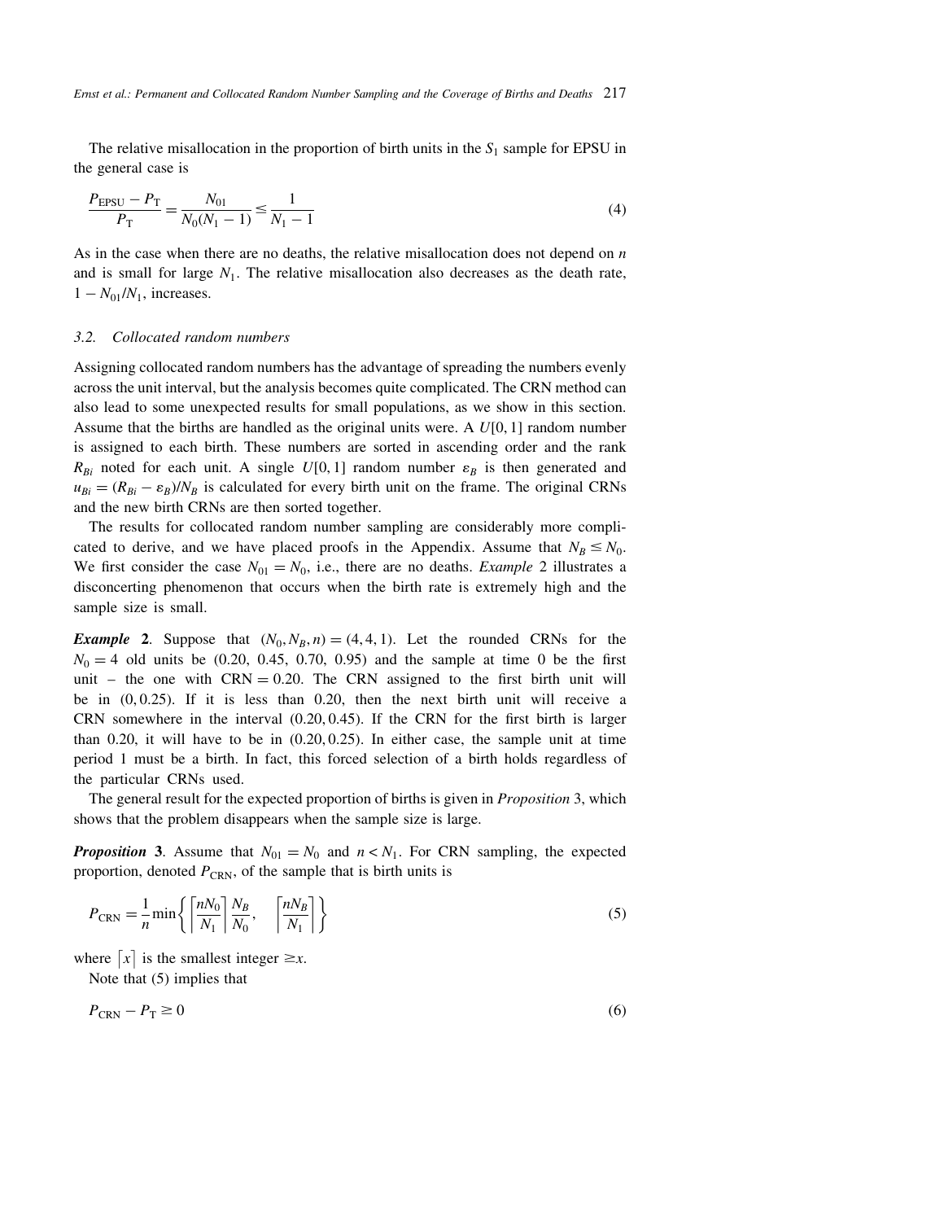The relative misallocation in the proportion of birth units in the $S_1$ sample for EPSU in the general case is

$$\frac{P_{\mathrm{EPSU}} - P_{\mathrm{T}}}{P_{\mathrm{T}}} = \frac{N_{01}}{N_0(N_1 - 1)} \leq \frac{1}{N_1 - 1} \tag{4}$$

As in the case when there are no deaths, the relative misallocation does not depend on $n$ and is small for large $N_1$. The relative misallocation also decreases as the death rate, $1 - N_{01}/N_1$, increases.

### 3.2. Collocated random numbers

Assigning collocated random numbers has the advantage of spreading the numbers evenly across the unit interval, but the analysis becomes quite complicated. The CRN method can also lead to some unexpected results for small populations, as we show in this section. Assume that the births are handled as the original units were. A $U[0, 1]$ random number is assigned to each birth. These numbers are sorted in ascending order and the rank $R_{Bi}$ noted for each unit. A single $U[0, 1]$ random number $\varepsilon_B$ is then generated and $u_{Bi} = (R_{Bi} - \varepsilon_B)/N_B$ is calculated for every birth unit on the frame. The original CRNs and the new birth CRNs are then sorted together.

The results for collocated random number sampling are considerably more complicated to derive, and we have placed proofs in the Appendix. Assume that $N_B \leq N_0$. We first consider the case $N_{01} = N_0$, i.e., there are no deaths. *Example* 2 illustrates a disconcerting phenomenon that occurs when the birth rate is extremely high and the sample size is small.

***Example* 2**. Suppose that $(N_0, N_B, n) = (4, 4, 1)$. Let the rounded CRNs for the $N_0 = 4$ old units be (0.20, 0.45, 0.70, 0.95) and the sample at time 0 be the first unit – the one with CRN = 0.20. The CRN assigned to the first birth unit will be in $(0, 0.25)$. If it is less than 0.20, then the next birth unit will receive a CRN somewhere in the interval $(0.20, 0.45)$. If the CRN for the first birth is larger than 0.20, it will have to be in $(0.20, 0.25)$. In either case, the sample unit at time period 1 must be a birth. In fact, this forced selection of a birth holds regardless of the particular CRNs used.

The general result for the expected proportion of births is given in *Proposition* 3, which shows that the problem disappears when the sample size is large.

***Proposition* 3**. Assume that $N_{01} = N_0$ and $n < N_1$. For CRN sampling, the expected proportion, denoted $P_{\mathrm{CRN}}$, of the sample that is birth units is

$$P_{\mathrm{CRN}} = \frac{1}{n} \min\left\{ \left\lceil \frac{nN_0}{N_1} \right\rceil \frac{N_B}{N_0}, \quad \left\lceil \frac{nN_B}{N_1} \right\rceil \right\} \tag{5}$$

where $\lceil x \rceil$ is the smallest integer $\geq x$.

Note that (5) implies that

$$P_{\mathrm{CRN}} - P_{\mathrm{T}} \geq 0 \tag{6}$$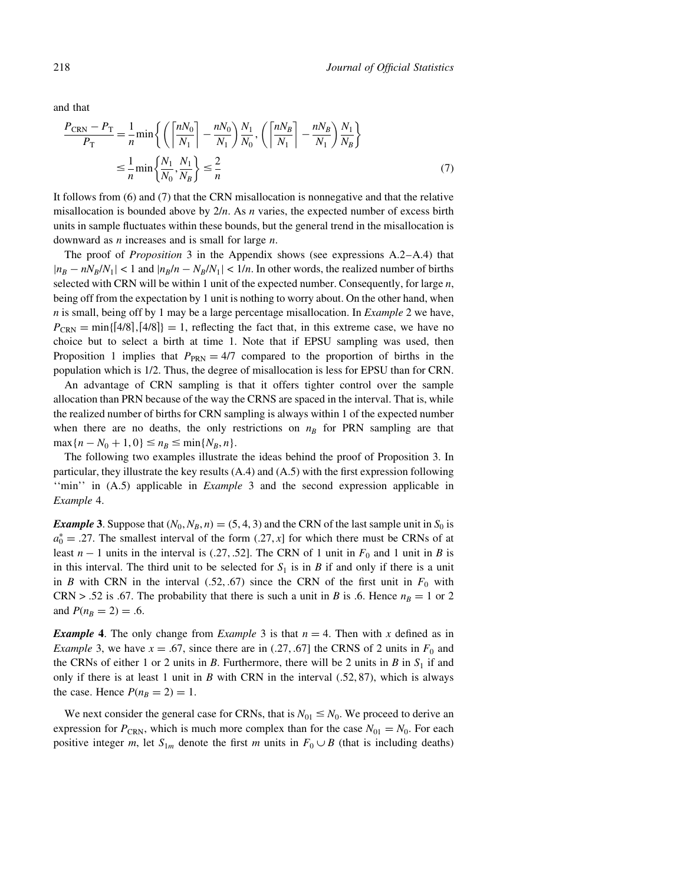and that

$$
\begin{aligned}
\frac{P_{\mathrm{CRN}} - P_{\mathrm{T}}}{P_{\mathrm{T}}} &= \frac{1}{n}\min\left\{ \left( \left\lceil \frac{nN_0}{N_1} \right\rceil - \frac{nN_0}{N_1} \right) \frac{N_1}{N_0}, \left( \left\lceil \frac{nN_B}{N_1} \right\rceil - \frac{nN_B}{N_1} \right) \frac{N_1}{N_B} \right\} \\
&\leq \frac{1}{n}\min\left\{ \frac{N_1}{N_0}, \frac{N_1}{N_B} \right\} \leq \frac{2}{n}
\end{aligned} \tag{7}
$$

It follows from (6) and (7) that the CRN misallocation is nonnegative and that the relative misallocation is bounded above by $2/n$. As $n$ varies, the expected number of excess birth units in sample fluctuates within these bounds, but the general trend in the misallocation is downward as $n$ increases and is small for large $n$.

The proof of *Proposition* 3 in the Appendix shows (see expressions A.2–A.4) that $|n_B - nN_B/N_1| < 1$ and $|n_B/n - N_B/N_1| < 1/n$. In other words, the realized number of births selected with CRN will be within 1 unit of the expected number. Consequently, for large $n$, being off from the expectation by 1 unit is nothing to worry about. On the other hand, when $n$ is small, being off by 1 may be a large percentage misallocation. In *Example* 2 we have, $P_{\mathrm{CRN}} = \min\{\lceil 4/8 \rceil, \lceil 4/8 \rceil\} = 1$, reflecting the fact that, in this extreme case, we have no choice but to select a birth at time 1. Note that if EPSU sampling was used, then Proposition 1 implies that $P_{\mathrm{PRN}} = 4/7$ compared to the proportion of births in the population which is 1/2. Thus, the degree of misallocation is less for EPSU than for CRN.

An advantage of CRN sampling is that it offers tighter control over the sample allocation than PRN because of the way the CRNS are spaced in the interval. That is, while the realized number of births for CRN sampling is always within 1 of the expected number when there are no deaths, the only restrictions on $n_B$ for PRN sampling are that $\max\{n - N_0 + 1, 0\} \leq n_B \leq \min\{N_B, n\}$.

The following two examples illustrate the ideas behind the proof of Proposition 3. In particular, they illustrate the key results (A.4) and (A.5) with the first expression following ''min'' in (A.5) applicable in *Example* 3 and the second expression applicable in *Example* 4.

***Example* 3**. Suppose that $(N_0, N_B, n) = (5, 4, 3)$ and the CRN of the last sample unit in $S_0$ is $a_0^* = .27$. The smallest interval of the form $(.27, x]$ for which there must be CRNs of at least $n - 1$ units in the interval is $(.27, .52]$. The CRN of 1 unit in $F_0$ and 1 unit in $B$ is in this interval. The third unit to be selected for $S_1$ is in $B$ if and only if there is a unit in $B$ with CRN in the interval $(.52, .67)$ since the CRN of the first unit in $F_0$ with CRN $> .52$ is .67. The probability that there is such a unit in $B$ is .6. Hence $n_B = 1$ or 2 and $P(n_B = 2) = .6$.

***Example* 4**. The only change from *Example* 3 is that $n = 4$. Then with $x$ defined as in *Example* 3, we have $x = .67$, since there are in $(.27, .67]$ the CRNS of 2 units in $F_0$ and the CRNs of either 1 or 2 units in $B$. Furthermore, there will be 2 units in $B$ in $S_1$ if and only if there is at least 1 unit in $B$ with CRN in the interval $(.52, 87)$, which is always the case. Hence $P(n_B = 2) = 1$.

We next consider the general case for CRNs, that is $N_{01} \leq N_0$. We proceed to derive an expression for $P_{\mathrm{CRN}}$, which is much more complex than for the case $N_{01} = N_0$. For each positive integer $m$, let $S_{1m}$ denote the first $m$ units in $F_0 \cup B$ (that is including deaths)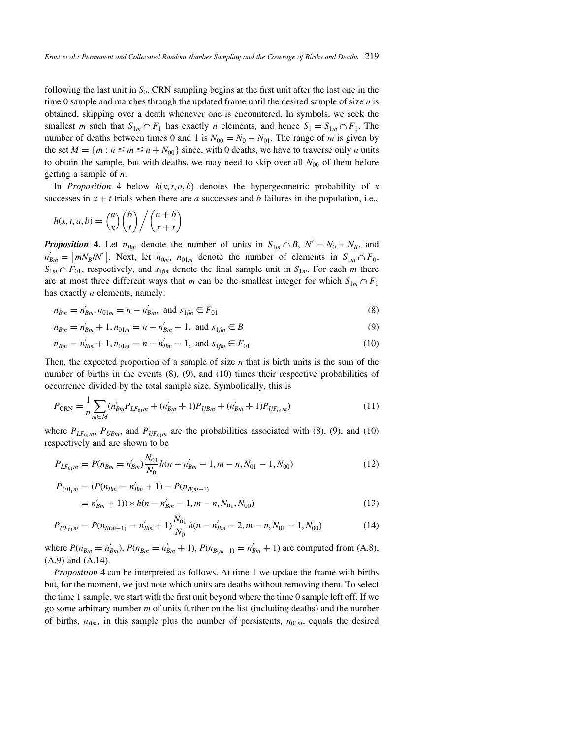following the last unit in $S_0$. CRN sampling begins at the first unit after the last one in the time 0 sample and marches through the updated frame until the desired sample of size $n$ is obtained, skipping over a death whenever one is encountered. In symbols, we seek the smallest $m$ such that $S_{1m} \cap F_1$ has exactly $n$ elements, and hence $S_1 = S_{1m} \cap F_1$. The number of deaths between times 0 and 1 is $N_{00} = N_0 - N_{01}$. The range of $m$ is given by the set $M = \{m : n \leq m \leq n + N_{00}\}$ since, with 0 deaths, we have to traverse only $n$ units to obtain the sample, but with deaths, we may need to skip over all $N_{00}$ of them before getting a sample of $n$.

In *Proposition* 4 below $h(x, t, a, b)$ denotes the hypergeometric probability of $x$ successes in $x + t$ trials when there are $a$ successes and $b$ failures in the population, i.e.,

$$h(x, t, a, b) = \binom{a}{x}\binom{b}{t} \bigg/ \binom{a+b}{x+t}$$

***Proposition* 4**. Let $n_{Bm}$ denote the number of units in $S_{1m} \cap B$, $N' = N_0 + N_B$, and $n'_{Bm} = \lfloor mN_B/N' \rfloor$. Next, let $n_{0m}$, $n_{01m}$ denote the number of elements in $S_{1m} \cap F_0$, $S_{1m} \cap F_{01}$, respectively, and $s_{1fm}$ denote the final sample unit in $S_{1m}$. For each $m$ there are at most three different ways that $m$ can be the smallest integer for which $S_{1m} \cap F_1$ has exactly $n$ elements, namely:

$$n_{Bm} = n'_{Bm}, n_{01m} = n - n'_{Bm}, \text{ and } s_{1fm} \in F_{01} \tag{8}$$

$$n_{Bm} = n'_{Bm} + 1, n_{01m} = n - n'_{Bm} - 1, \text{ and } s_{1fm} \in B \tag{9}$$

$$n_{Bm} = n'_{Bm} + 1, n_{01m} = n - n'_{Bm} - 1, \text{ and } s_{1fm} \in F_{01} \tag{10}$$

Then, the expected proportion of a sample of size $n$ that is birth units is the sum of the number of births in the events (8), (9), and (10) times their respective probabilities of occurrence divided by the total sample size. Symbolically, this is

$$P_{\text{CRN}} = \frac{1}{n} \sum_{m \in M} (n'_{Bm} P_{LF_{01}m} + (n'_{Bm} + 1) P_{UBm} + (n'_{Bm} + 1) P_{UF_{01}m}) \tag{11}$$

where $P_{LF_{01}m}$, $P_{UBm}$, and $P_{UF_{01}m}$ are the probabilities associated with (8), (9), and (10) respectively and are shown to be

$$P_{LF_{01}m} = P(n_{Bm} = n'_{Bm}) \frac{N_{01}}{N_0} h(n - n'_{Bm} - 1, m - n, N_{01} - 1, N_{00}) \tag{12}$$

$$\begin{aligned} P_{UB_1m} &= (P(n_{Bm} = n'_{Bm} + 1) - P(n_{B(m-1)} \\ &= n'_{Bm} + 1)) \times h(n - n'_{Bm} - 1, m - n, N_{01}, N_{00}) \end{aligned} \tag{13}$$

$$P_{UF_{01}m} = P(n_{B(m-1)} = n'_{Bm} + 1) \frac{N_{01}}{N_0} h(n - n'_{Bm} - 2, m - n, N_{01} - 1, N_{00}) \tag{14}$$

where $P(n_{Bm} = n'_{Bm})$, $P(n_{Bm} = n'_{Bm} + 1)$, $P(n_{B(m-1)} = n'_{Bm} + 1)$ are computed from (A.8), (A.9) and (A.14).

*Proposition* 4 can be interpreted as follows. At time 1 we update the frame with births but, for the moment, we just note which units are deaths without removing them. To select the time 1 sample, we start with the first unit beyond where the time 0 sample left off. If we go some arbitrary number $m$ of units further on the list (including deaths) and the number of births, $n_{Bm}$, in this sample plus the number of persistents, $n_{01m}$, equals the desired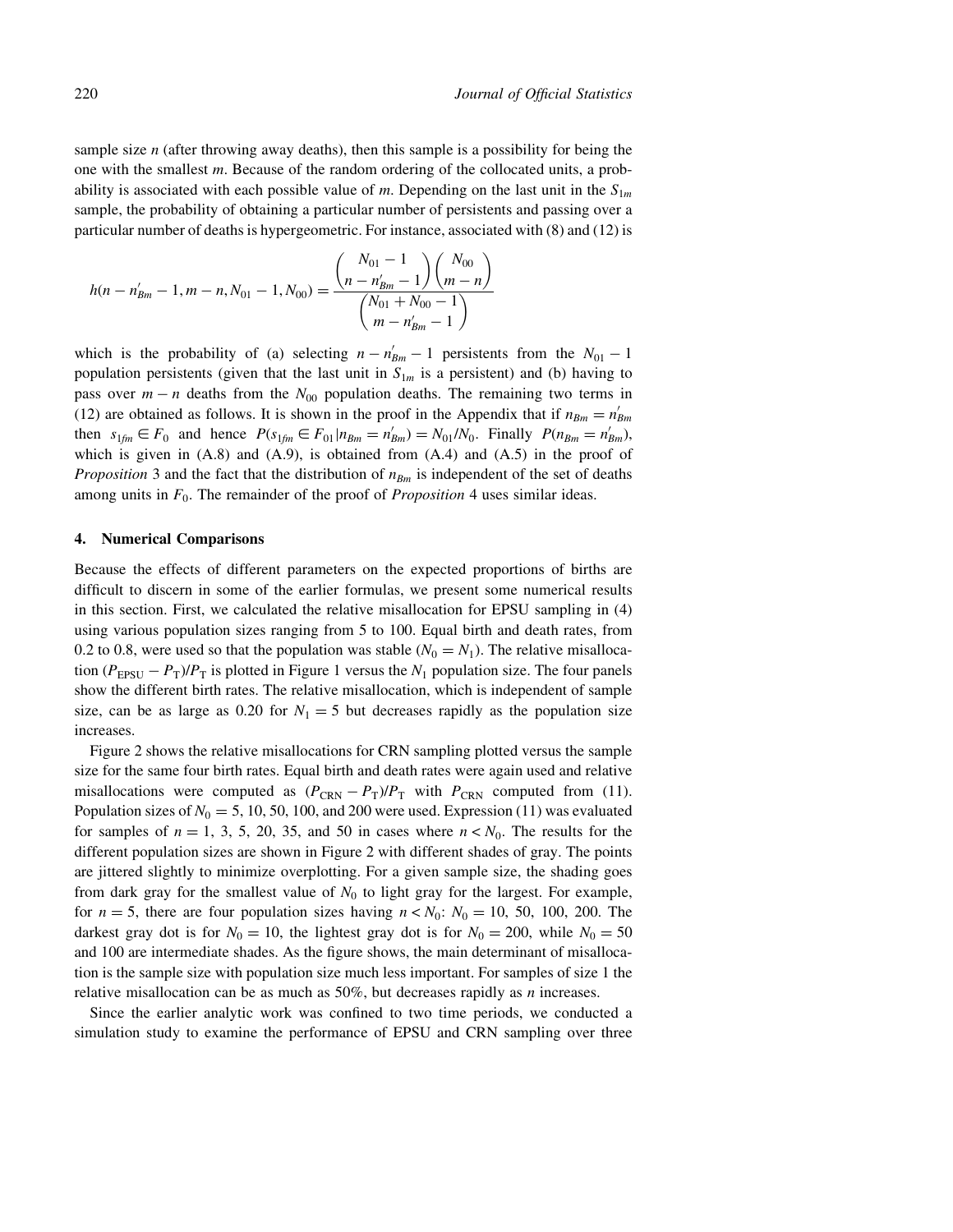sample size $n$ (after throwing away deaths), then this sample is a possibility for being the one with the smallest $m$. Because of the random ordering of the collocated units, a probability is associated with each possible value of $m$. Depending on the last unit in the $S_{1m}$ sample, the probability of obtaining a particular number of persistents and passing over a particular number of deaths is hypergeometric. For instance, associated with (8) and (12) is

$$h(n - n'_{Bm} - 1, m - n, N_{01} - 1, N_{00}) = \frac{\binom{N_{01} - 1}{n - n'_{Bm} - 1}\binom{N_{00}}{m - n}}{\binom{N_{01} + N_{00} - 1}{m - n'_{Bm} - 1}}$$

which is the probability of (a) selecting $n - n'_{Bm} - 1$ persistents from the $N_{01} - 1$ population persistents (given that the last unit in $S_{1m}$ is a persistent) and (b) having to pass over $m - n$ deaths from the $N_{00}$ population deaths. The remaining two terms in (12) are obtained as follows. It is shown in the proof in the Appendix that if $n_{Bm} = n'_{Bm}$ then $s_{1fm} \in F_0$ and hence $P(s_{1fm} \in F_{01} | n_{Bm} = n'_{Bm}) = N_{01}/N_0$. Finally $P(n_{Bm} = n'_{Bm})$, which is given in (A.8) and (A.9), is obtained from (A.4) and (A.5) in the proof of *Proposition* 3 and the fact that the distribution of $n_{Bm}$ is independent of the set of deaths among units in $F_0$. The remainder of the proof of *Proposition* 4 uses similar ideas.

## 4. Numerical Comparisons

Because the effects of different parameters on the expected proportions of births are difficult to discern in some of the earlier formulas, we present some numerical results in this section. First, we calculated the relative misallocation for EPSU sampling in (4) using various population sizes ranging from 5 to 100. Equal birth and death rates, from 0.2 to 0.8, were used so that the population was stable ($N_0 = N_1$). The relative misallocation $(P_{\text{EPSU}} - P_{\text{T}})/P_{\text{T}}$ is plotted in Figure 1 versus the $N_1$ population size. The four panels show the different birth rates. The relative misallocation, which is independent of sample size, can be as large as 0.20 for $N_1 = 5$ but decreases rapidly as the population size increases.

Figure 2 shows the relative misallocations for CRN sampling plotted versus the sample size for the same four birth rates. Equal birth and death rates were again used and relative misallocations were computed as $(P_{\text{CRN}} - P_{\text{T}})/P_{\text{T}}$ with $P_{\text{CRN}}$ computed from (11). Population sizes of $N_0 = 5$, 10, 50, 100, and 200 were used. Expression (11) was evaluated for samples of $n = 1$, 3, 5, 20, 35, and 50 in cases where $n < N_0$. The results for the different population sizes are shown in Figure 2 with different shades of gray. The points are jittered slightly to minimize overplotting. For a given sample size, the shading goes from dark gray for the smallest value of $N_0$ to light gray for the largest. For example, for $n = 5$, there are four population sizes having $n < N_0$: $N_0 = 10$, 50, 100, 200. The darkest gray dot is for $N_0 = 10$, the lightest gray dot is for $N_0 = 200$, while $N_0 = 50$ and 100 are intermediate shades. As the figure shows, the main determinant of misallocation is the sample size with population size much less important. For samples of size 1 the relative misallocation can be as much as 50%, but decreases rapidly as $n$ increases.

Since the earlier analytic work was confined to two time periods, we conducted a simulation study to examine the performance of EPSU and CRN sampling over three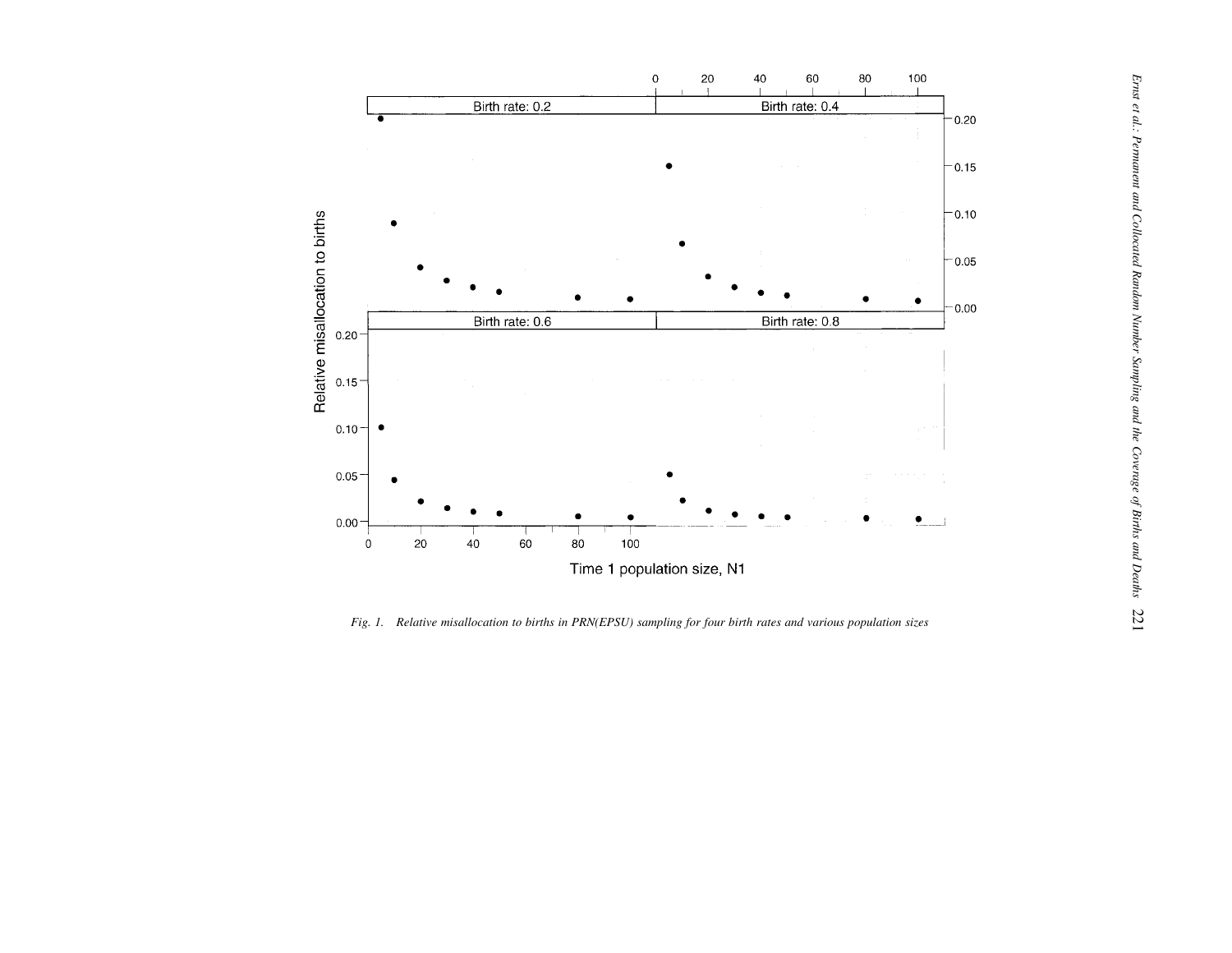Birth rate: 0.2

Birth rate: 0.4

Birth rate: 0.6

Birth rate: 0.8

Relative misallocation to births

0.20
0.15
0.10
0.05
0.00

0 20 40 60 80 100

Time 1 population size, N1

*Fig. 1. Relative misallocation to births in PRN(EPSU) sampling for four birth rates and various population sizes*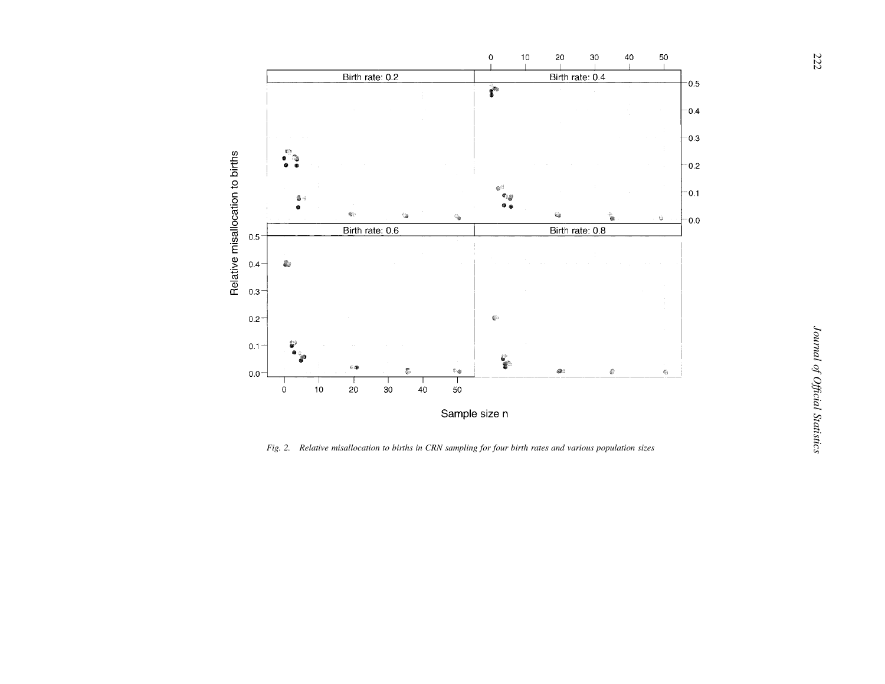Birth rate: 0.2

Birth rate: 0.4

Birth rate: 0.6

Birth rate: 0.8

Relative misallocation to births

Sample size n

0 10 20 30 40 50

0.0 0.1 0.2 0.3 0.4 0.5

*Fig. 2. Relative misallocation to births in CRN sampling for four birth rates and various population sizes*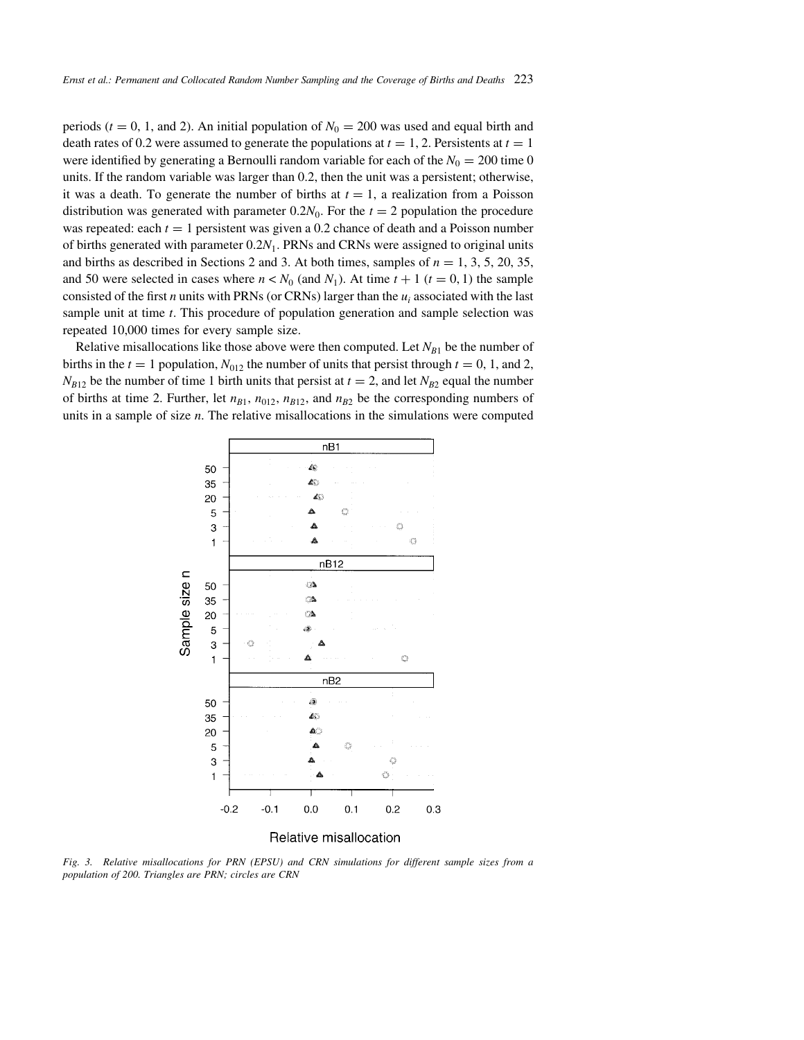periods ($t = 0$, 1, and 2). An initial population of $N_0 = 200$ was used and equal birth and death rates of 0.2 were assumed to generate the populations at $t = 1, 2$. Persistents at $t = 1$ were identified by generating a Bernoulli random variable for each of the $N_0 = 200$ time 0 units. If the random variable was larger than 0.2, then the unit was a persistent; otherwise, it was a death. To generate the number of births at $t = 1$, a realization from a Poisson distribution was generated with parameter $0.2N_0$. For the $t = 2$ population the procedure was repeated: each $t = 1$ persistent was given a 0.2 chance of death and a Poisson number of births generated with parameter $0.2N_1$. PRNs and CRNs were assigned to original units and births as described in Sections 2 and 3. At both times, samples of $n = 1$, 3, 5, 20, 35, and 50 were selected in cases where $n < N_0$ (and $N_1$). At time $t + 1$ ($t = 0, 1$) the sample consisted of the first $n$ units with PRNs (or CRNs) larger than the $u_i$ associated with the last sample unit at time $t$. This procedure of population generation and sample selection was repeated 10,000 times for every sample size.

Relative misallocations like those above were then computed. Let $N_{B1}$ be the number of births in the $t = 1$ population, $N_{012}$ the number of units that persist through $t = 0$, 1, and 2, $N_{B12}$ be the number of time 1 birth units that persist at $t = 2$, and let $N_{B2}$ equal the number of births at time 2. Further, let $n_{B1}$, $n_{012}$, $n_{B12}$, and $n_{B2}$ be the corresponding numbers of units in a sample of size $n$. The relative misallocations in the simulations were computed

nB1

nB12

nB2

Sample size n

50
35
20
5
3
1

-0.2 -0.1 0.0 0.1 0.2 0.3

Relative misallocation

*Fig. 3. Relative misallocations for PRN (EPSU) and CRN simulations for different sample sizes from a population of 200. Triangles are PRN; circles are CRN*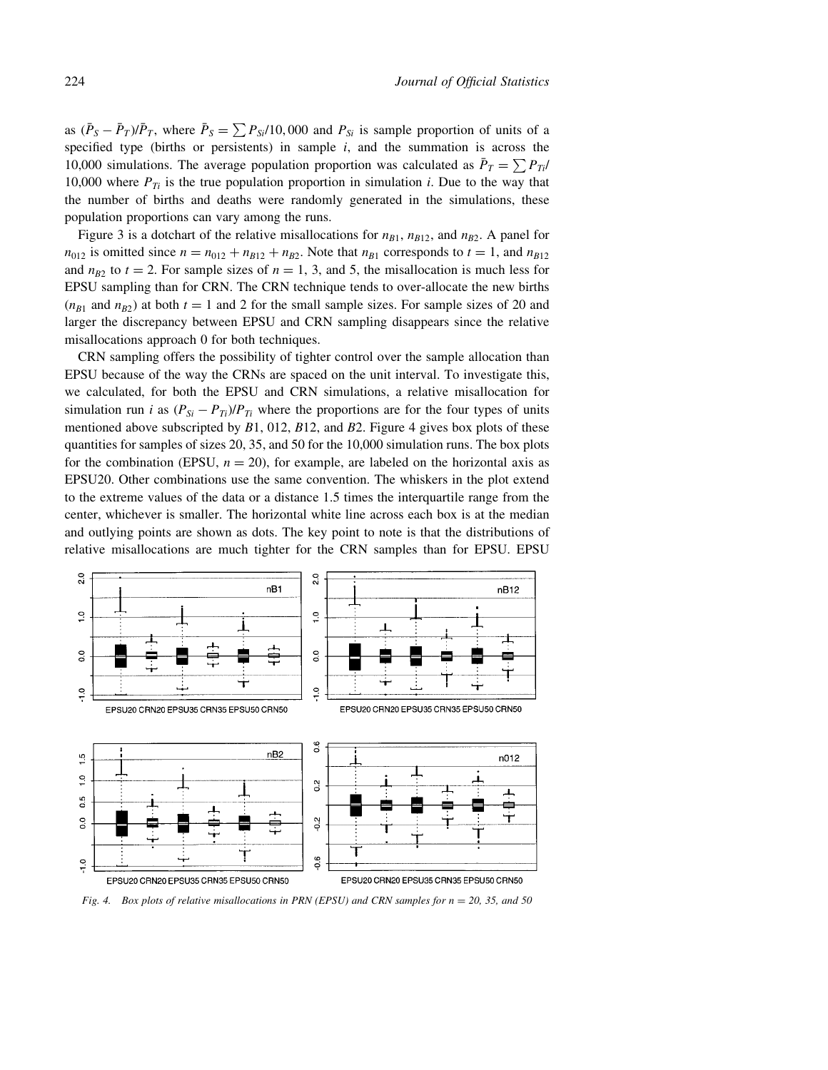as $(\bar{P}_S - \bar{P}_T)/\bar{P}_T$, where $\bar{P}_S = \sum P_{Si}/10,000$ and $P_{Si}$ is sample proportion of units of a specified type (births or persistents) in sample $i$, and the summation is across the 10,000 simulations. The average population proportion was calculated as $\bar{P}_T = \sum P_{Ti}/$ 10,000 where $P_{Ti}$ is the true population proportion in simulation $i$. Due to the way that the number of births and deaths were randomly generated in the simulations, these population proportions can vary among the runs.

Figure 3 is a dotchart of the relative misallocations for $n_{B1}$, $n_{B12}$, and $n_{B2}$. A panel for $n_{012}$ is omitted since $n = n_{012} + n_{B12} + n_{B2}$. Note that $n_{B1}$ corresponds to $t = 1$, and $n_{B12}$ and $n_{B2}$ to $t = 2$. For sample sizes of $n = 1$, 3, and 5, the misallocation is much less for EPSU sampling than for CRN. The CRN technique tends to over-allocate the new births ($n_{B1}$ and $n_{B2}$) at both $t = 1$ and 2 for the small sample sizes. For sample sizes of 20 and larger the discrepancy between EPSU and CRN sampling disappears since the relative misallocations approach 0 for both techniques.

CRN sampling offers the possibility of tighter control over the sample allocation than EPSU because of the way the CRNs are spaced on the unit interval. To investigate this, we calculated, for both the EPSU and CRN simulations, a relative misallocation for simulation run $i$ as $(P_{Si} - P_{Ti})/P_{Ti}$ where the proportions are for the four types of units mentioned above subscripted by $B1$, 012, $B12$, and $B2$. Figure 4 gives box plots of these quantities for samples of sizes 20, 35, and 50 for the 10,000 simulation runs. The box plots for the combination (EPSU, $n = 20$), for example, are labeled on the horizontal axis as EPSU20. Other combinations use the same convention. The whiskers in the plot extend to the extreme values of the data or a distance 1.5 times the interquartile range from the center, whichever is smaller. The horizontal white line across each box is at the median and outlying points are shown as dots. The key point to note is that the distributions of relative misallocations are much tighter for the CRN samples than for EPSU. EPSU

nB1

EPSU20 CRN20 EPSU35 CRN35 EPSU50 CRN50

nB12

EPSU20 CRN20 EPSU35 CRN35 EPSU50 CRN50

nB2

EPSU20 CRN20 EPSU35 CRN35 EPSU50 CRN50

n012

EPSU20 CRN20 EPSU35 CRN35 EPSU50 CRN50

*Fig. 4. Box plots of relative misallocations in PRN (EPSU) and CRN samples for n = 20, 35, and 50*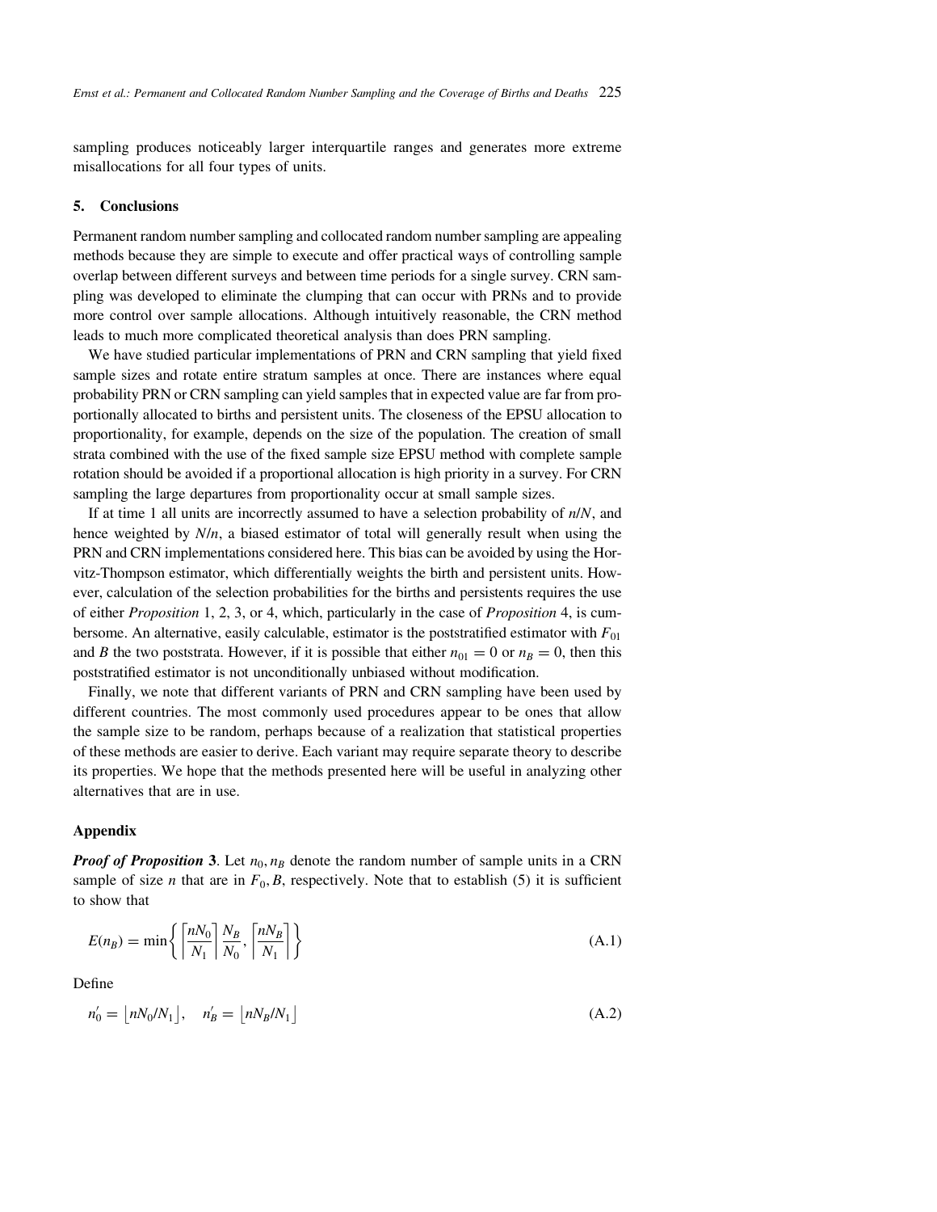sampling produces noticeably larger interquartile ranges and generates more extreme misallocations for all four types of units.

## 5. Conclusions

Permanent random number sampling and collocated random number sampling are appealing methods because they are simple to execute and offer practical ways of controlling sample overlap between different surveys and between time periods for a single survey. CRN sampling was developed to eliminate the clumping that can occur with PRNs and to provide more control over sample allocations. Although intuitively reasonable, the CRN method leads to much more complicated theoretical analysis than does PRN sampling.

We have studied particular implementations of PRN and CRN sampling that yield fixed sample sizes and rotate entire stratum samples at once. There are instances where equal probability PRN or CRN sampling can yield samples that in expected value are far from proportionally allocated to births and persistent units. The closeness of the EPSU allocation to proportionality, for example, depends on the size of the population. The creation of small strata combined with the use of the fixed sample size EPSU method with complete sample rotation should be avoided if a proportional allocation is high priority in a survey. For CRN sampling the large departures from proportionality occur at small sample sizes.

If at time 1 all units are incorrectly assumed to have a selection probability of $n/N$, and hence weighted by $N/n$, a biased estimator of total will generally result when using the PRN and CRN implementations considered here. This bias can be avoided by using the Horvitz-Thompson estimator, which differentially weights the birth and persistent units. However, calculation of the selection probabilities for the births and persistents requires the use of either *Proposition* 1, 2, 3, or 4, which, particularly in the case of *Proposition* 4, is cumbersome. An alternative, easily calculable, estimator is the poststratified estimator with $F_{01}$ and $B$ the two poststrata. However, if it is possible that either $n_{01} = 0$ or $n_B = 0$, then this poststratified estimator is not unconditionally unbiased without modification.

Finally, we note that different variants of PRN and CRN sampling have been used by different countries. The most commonly used procedures appear to be ones that allow the sample size to be random, perhaps because of a realization that statistical properties of these methods are easier to derive. Each variant may require separate theory to describe its properties. We hope that the methods presented here will be useful in analyzing other alternatives that are in use.

## Appendix

***Proof of Proposition* 3**. Let $n_0, n_B$ denote the random number of sample units in a CRN sample of size $n$ that are in $F_0, B$, respectively. Note that to establish (5) it is sufficient to show that

$$E(n_B) = \min\left\{ \left\lceil \frac{nN_0}{N_1} \right\rceil \frac{N_B}{N_0}, \left\lceil \frac{nN_B}{N_1} \right\rceil \right\} \tag{A.1}$$

Define

$$n_0' = \lfloor nN_0/N_1 \rfloor, \quad n_B' = \lfloor nN_B/N_1 \rfloor \tag{A.2}$$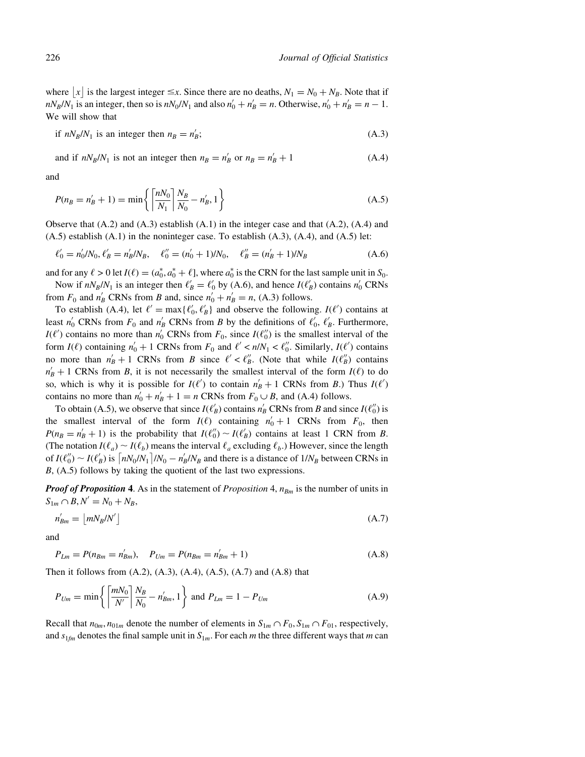where $\lfloor x \rfloor$ is the largest integer $\leq x$. Since there are no deaths, $N_1 = N_0 + N_B$. Note that if $nN_B/N_1$ is an integer, then so is $nN_0/N_1$ and also $n_0' + n_B' = n$. Otherwise, $n_0' + n_B' = n - 1$. We will show that

$$\text{if } nN_B/N_1 \text{ is an integer then } n_B = n_B'; \tag{A.3}$$

$$\text{and if } nN_B/N_1 \text{ is not an integer then } n_B = n_B' \text{ or } n_B = n_B' + 1 \tag{A.4}$$

and

$$P(n_B = n_B' + 1) = \min\left\{ \left\lceil \frac{nN_0}{N_1} \right\rceil \frac{N_B}{N_0} - n_B', 1 \right\} \tag{A.5}$$

Observe that (A.2) and (A.3) establish (A.1) in the integer case and that (A.2), (A.4) and (A.5) establish (A.1) in the noninteger case. To establish (A.3), (A.4), and (A.5) let:

$$\ell_0' = n_0'/N_0, \ell_B' = n_B'/N_B, \quad \ell_0'' = (n_0' + 1)/N_0, \quad \ell_B'' = (n_B' + 1)/N_B \tag{A.6}$$

and for any $\ell > 0$ let $I(\ell) = (a_0^*, a_0^* + \ell]$, where $a_0^*$ is the CRN for the last sample unit in $S_0$.

Now if $nN_B/N_1$ is an integer then $\ell_B' = \ell_0'$ by (A.6), and hence $I(\ell_B')$ contains $n_0'$ CRNs from $F_0$ and $n_B'$ CRNs from $B$ and, since $n_0' + n_B' = n$, (A.3) follows.

To establish (A.4), let $\ell' = \max\{\ell_0', \ell_B'\}$ and observe the following. $I(\ell')$ contains at least $n_0'$ CRNs from $F_0$ and $n_B'$ CRNs from $B$ by the definitions of $\ell_0'$, $\ell_B'$. Furthermore, $I(\ell')$ contains no more than $n_0'$ CRNs from $F_0$, since $I(\ell_0'')$ is the smallest interval of the form $I(\ell)$ containing $n_0' + 1$ CRNs from $F_0$ and $\ell' < n/N_1 < \ell_0''$. Similarly, $I(\ell')$ contains no more than $n_B' + 1$ CRNs from $B$ since $\ell' < \ell_B''$. (Note that while $I(\ell_B'')$ contains $n_B' + 1$ CRNs from $B$, it is not necessarily the smallest interval of the form $I(\ell)$ to do so, which is why it is possible for $I(\ell')$ to contain $n_B' + 1$ CRNs from $B$.) Thus $I(\ell')$ contains no more than $n_0' + n_B' + 1 = n$ CRNs from $F_0 \cup B$, and (A.4) follows.

To obtain (A.5), we observe that since $I(\ell_B')$ contains $n_B'$ CRNs from $B$ and since $I(\ell_0'')$ is the smallest interval of the form $I(\ell)$ containing $n_0' + 1$ CRNs from $F_0$, then $P(n_B = n_B' + 1)$ is the probability that $I(\ell_0'') \sim I(\ell_B')$ contains at least 1 CRN from $B$. (The notation $I(\ell_a) \sim I(\ell_b)$ means the interval $\ell_a$ excluding $\ell_b$.) However, since the length of $I(\ell_0'') \sim I(\ell_B')$ is $\lceil nN_0/N_1 \rceil /N_0 - n_B'/N_B$ and there is a distance of $1/N_B$ between CRNs in $B$, (A.5) follows by taking the quotient of the last two expressions.

***Proof of Proposition* 4**. As in the statement of *Proposition* 4, $n_{Bm}$ is the number of units in $S_{1m} \cap B, N' = N_0 + N_B$,

$$n_{Bm}' = \lfloor mN_B/N' \rfloor \tag{A.7}$$

and

$$P_{Lm} = P(n_{Bm} = n_{Bm}'), \quad P_{Um} = P(n_{Bm} = n_{Bm}' + 1) \tag{A.8}$$

Then it follows from (A.2), (A.3), (A.4), (A.5), (A.7) and (A.8) that

$$P_{Um} = \min\left\{ \left\lceil \frac{mN_0}{N'} \right\rceil \frac{N_B}{N_0} - n_{Bm}', 1 \right\} \text{ and } P_{Lm} = 1 - P_{Um} \tag{A.9}$$

Recall that $n_{0m}, n_{01m}$ denote the number of elements in $S_{1m} \cap F_0, S_{1m} \cap F_{01}$, respectively, and $s_{1fm}$ denotes the final sample unit in $S_{1m}$. For each $m$ the three different ways that $m$ can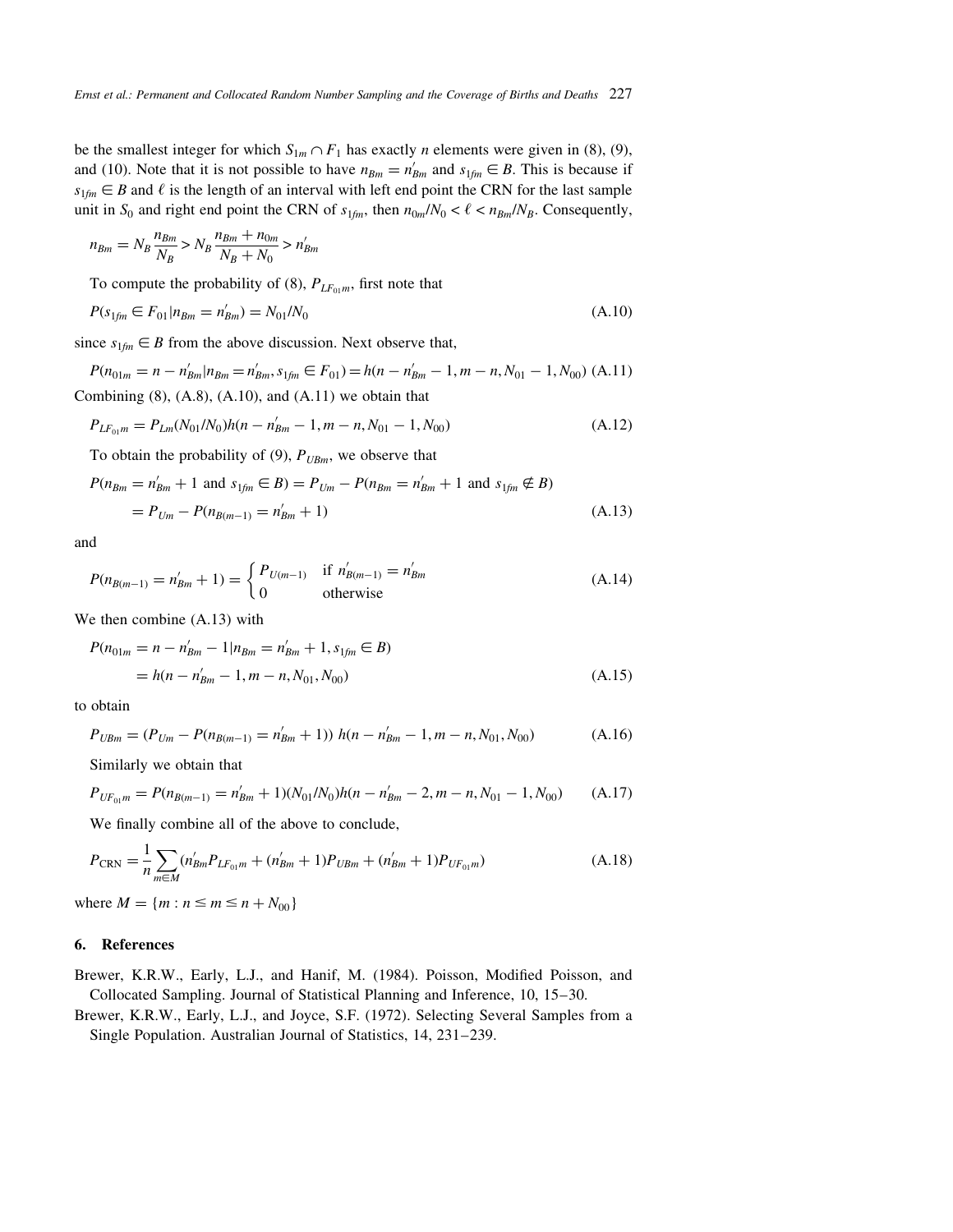be the smallest integer for which $S_{1m} \cap F_1$ has exactly $n$ elements were given in (8), (9), and (10). Note that it is not possible to have $n_{Bm} = n'_{Bm}$ and $s_{1fm} \in B$. This is because if $s_{1fm} \in B$ and $\ell$ is the length of an interval with left end point the CRN for the last sample unit in $S_0$ and right end point the CRN of $s_{1fm}$, then $n_{0m}/N_0 < \ell < n_{Bm}/N_B$. Consequently,

$$n_{Bm} = N_B \frac{n_{Bm}}{N_B} > N_B \frac{n_{Bm} + n_{0m}}{N_B + N_0} > n'_{Bm}$$

To compute the probability of (8), $P_{LF_{01}m}$, first note that

$$P(s_{1fm} \in F_{01} | n_{Bm} = n'_{Bm}) = N_{01}/N_0 \tag{A.10}$$

since $s_{1fm} \in B$ from the above discussion. Next observe that,

$$P(n_{01m} = n - n'_{Bm} | n_{Bm} = n'_{Bm}, s_{1fm} \in F_{01}) = h(n - n'_{Bm} - 1, m - n, N_{01} - 1, N_{00}) \tag{A.11}$$

Combining (8), (A.8), (A.10), and (A.11) we obtain that

$$P_{LF_{01}m} = P_{Lm}(N_{01}/N_0)h(n - n'_{Bm} - 1, m - n, N_{01} - 1, N_{00}) \tag{A.12}$$

To obtain the probability of (9), $P_{UBm}$, we observe that

$$\begin{aligned} P(n_{Bm} = n'_{Bm} + 1 \text{ and } s_{1fm} \in B) &= P_{Um} - P(n_{Bm} = n'_{Bm} + 1 \text{ and } s_{1fm} \notin B) \\ &= P_{Um} - P(n_{B(m-1)} = n'_{Bm} + 1) \end{aligned} \tag{A.13}$$

and

$$P(n_{B(m-1)} = n'_{Bm} + 1) = \begin{cases} P_{U(m-1)} & \text{if } n'_{B(m-1)} = n'_{Bm} \\ 0 & \text{otherwise} \end{cases} \tag{A.14}$$

We then combine (A.13) with

$$\begin{aligned} P(n_{01m} &= n - n'_{Bm} - 1 | n_{Bm} = n'_{Bm} + 1, s_{1fm} \in B) \\ &= h(n - n'_{Bm} - 1, m - n, N_{01}, N_{00}) \end{aligned} \tag{A.15}$$

to obtain

$$P_{UBm} = (P_{Um} - P(n_{B(m-1)} = n'_{Bm} + 1))\ h(n - n'_{Bm} - 1, m - n, N_{01}, N_{00}) \tag{A.16}$$

Similarly we obtain that

$$P_{UF_{01}m} = P(n_{B(m-1)} = n'_{Bm} + 1)(N_{01}/N_0)h(n - n'_{Bm} - 2, m - n, N_{01} - 1, N_{00}) \tag{A.17}$$

We finally combine all of the above to conclude,

$$P_{\text{CRN}} = \frac{1}{n} \sum_{m \in M} (n'_{Bm} P_{LF_{01}m} + (n'_{Bm} + 1) P_{UBm} + (n'_{Bm} + 1) P_{UF_{01}m}) \tag{A.18}$$

where $M = \{m : n \leq m \leq n + N_{00}\}$

## 6. References

Brewer, K.R.W., Early, L.J., and Hanif, M. (1984). Poisson, Modified Poisson, and Collocated Sampling. Journal of Statistical Planning and Inference, 10, 15–30.

Brewer, K.R.W., Early, L.J., and Joyce, S.F. (1972). Selecting Several Samples from a Single Population. Australian Journal of Statistics, 14, 231–239.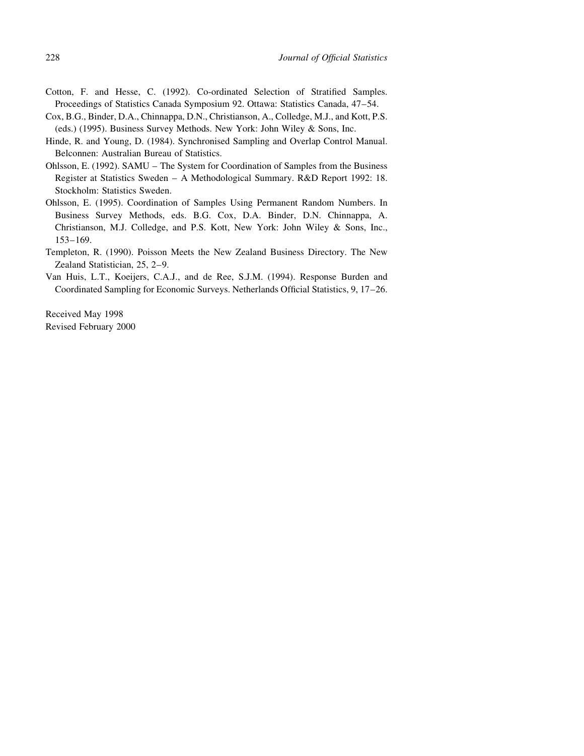Cotton, F. and Hesse, C. (1992). Co-ordinated Selection of Stratified Samples. Proceedings of Statistics Canada Symposium 92. Ottawa: Statistics Canada, 47–54.

Cox, B.G., Binder, D.A., Chinnappa, D.N., Christianson, A., Colledge, M.J., and Kott, P.S. (eds.) (1995). Business Survey Methods. New York: John Wiley & Sons, Inc.

Hinde, R. and Young, D. (1984). Synchronised Sampling and Overlap Control Manual. Belconnen: Australian Bureau of Statistics.

Ohlsson, E. (1992). SAMU – The System for Coordination of Samples from the Business Register at Statistics Sweden – A Methodological Summary. R&D Report 1992: 18. Stockholm: Statistics Sweden.

Ohlsson, E. (1995). Coordination of Samples Using Permanent Random Numbers. In Business Survey Methods, eds. B.G. Cox, D.A. Binder, D.N. Chinnappa, A. Christianson, M.J. Colledge, and P.S. Kott, New York: John Wiley & Sons, Inc., 153–169.

Templeton, R. (1990). Poisson Meets the New Zealand Business Directory. The New Zealand Statistician, 25, 2–9.

Van Huis, L.T., Koeijers, C.A.J., and de Ree, S.J.M. (1994). Response Burden and Coordinated Sampling for Economic Surveys. Netherlands Official Statistics, 9, 17–26.

Received May 1998
Revised February 2000